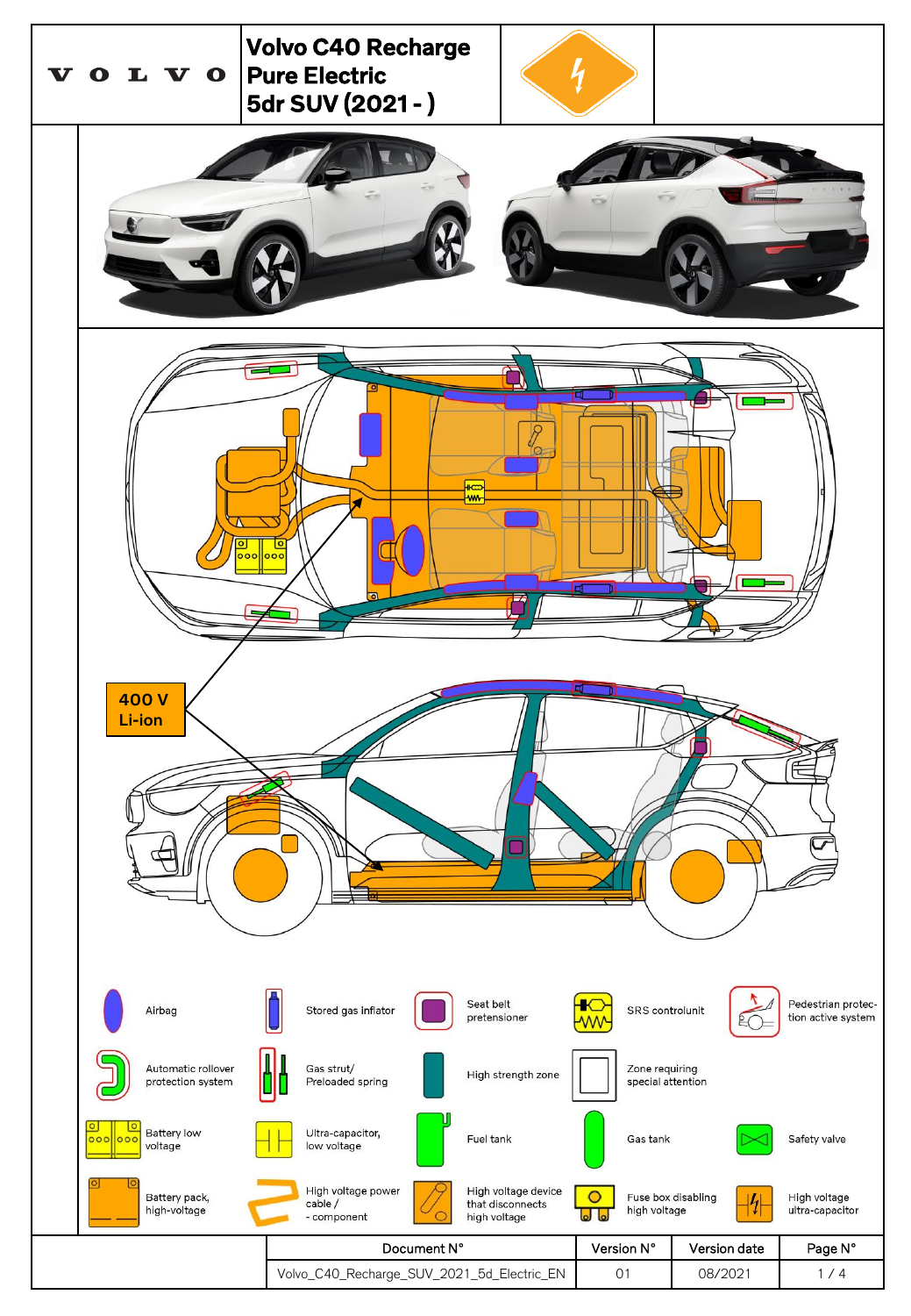VOLVO

# Volvo C40 Recharge Pure Electric 5dr SUV (2021 - )

400 V Li-ion

| | | | | | | | | | |
|---|---|---|---|---|---|---|---|---|---|
| Airbag | | Stored gas inflator | | Seat belt pretensioner | | SRS controlunit | | Pedestrian protection active system | |
| Automatic rollover protection system | | Gas strut/ Preloaded spring | | High strength zone | | Zone requiring special attention | | | |
| Battery low voltage | | Ultra-capacitor, low voltage | | Fuel tank | | Gas tank | | Safety valve | |
| Battery pack, high-voltage | | High voltage power cable / - component | | High voltage device that disconnects high voltage | | Fuse box disabling high voltage | | High voltage ultra-capacitor | |

| Document N° | Version N° | Version date | Page N° |
|---|---|---|---|
| Volvo_C40_Recharge_SUV_2021_5d_Electric_EN | 01 | 08/2021 | 1 / 4 |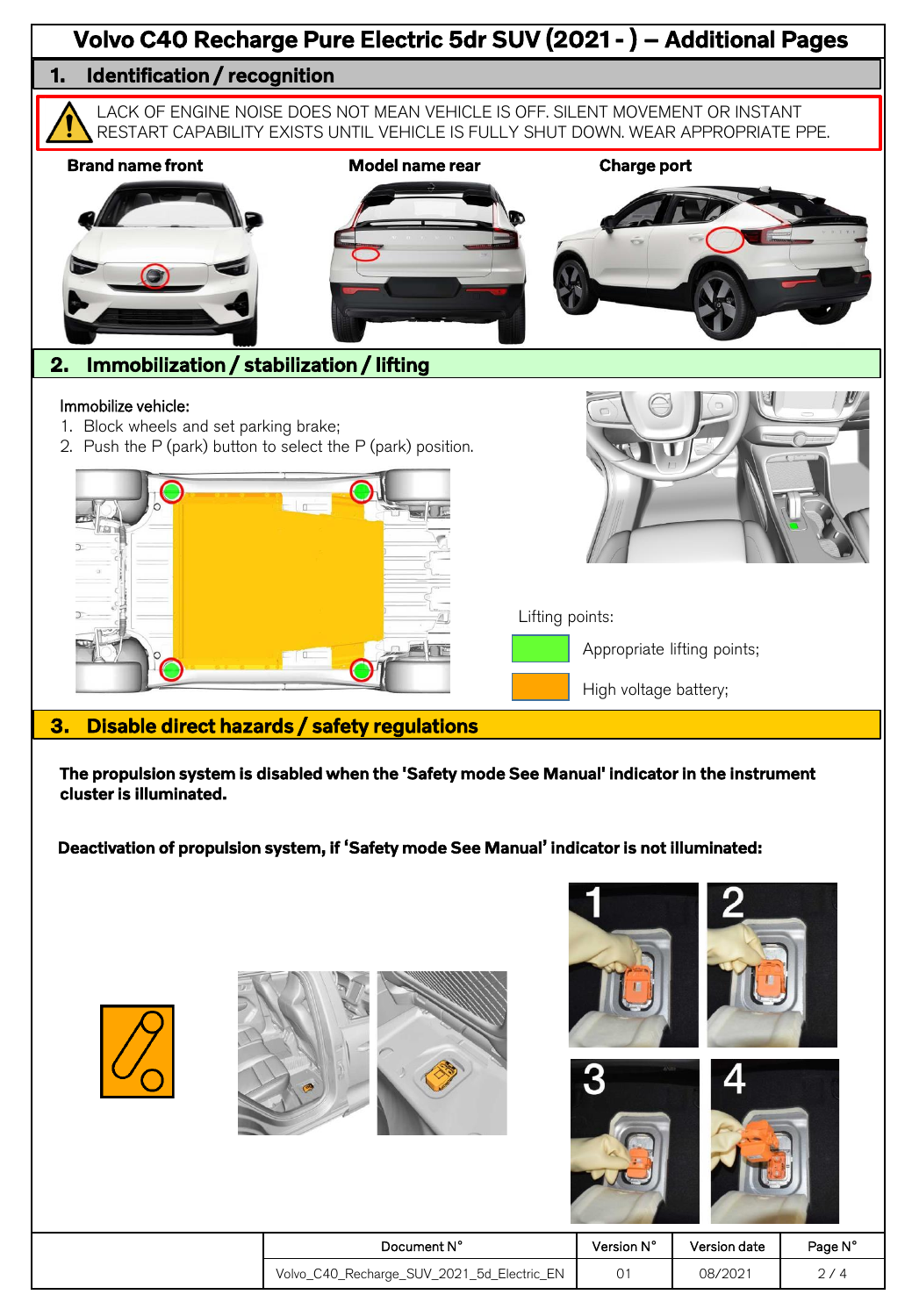# Volvo C40 Recharge Pure Electric 5dr SUV (2021 - ) – Additional Pages

## 1. Identification / recognition

LACK OF ENGINE NOISE DOES NOT MEAN VEHICLE IS OFF. SILENT MOVEMENT OR INSTANT RESTART CAPABILITY EXISTS UNTIL VEHICLE IS FULLY SHUT DOWN. WEAR APPROPRIATE PPE.

**Brand name front**

**Model name rear**

**Charge port**

## 2. Immobilization / stabilization / lifting

Immobilize vehicle:

1. Block wheels and set parking brake;
2. Push the P (park) button to select the P (park) position.

Lifting points:

- Appropriate lifting points;
- High voltage battery;

## 3. Disable direct hazards / safety regulations

**The propulsion system is disabled when the 'Safety mode See Manual' indicator in the instrument cluster is illuminated.**

**Deactivation of propulsion system, if 'Safety mode See Manual' indicator is not illuminated:**

1

2

3

4

| Document N° | Version N° | Version date | Page N° |
| --- | --- | --- | --- |
| Volvo_C40_Recharge_SUV_2021_5d_Electric_EN | 01 | 08/2021 | 2 / 4 |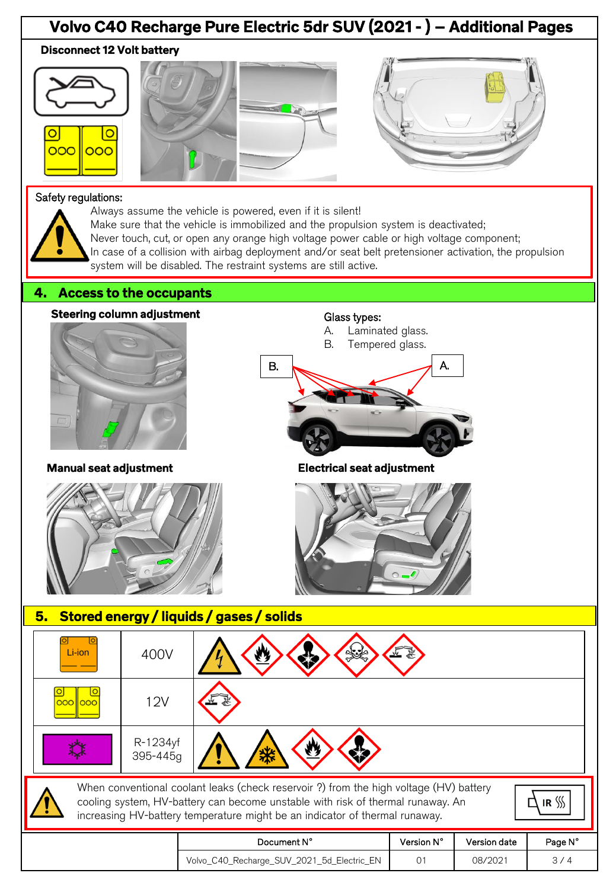# Volvo C40 Recharge Pure Electric 5dr SUV (2021 - ) – Additional Pages

**Disconnect 12 Volt battery**

Safety regulations:

- Always assume the vehicle is powered, even if it is silent!
- Make sure that the vehicle is immobilized and the propulsion system is deactivated;
- Never touch, cut, or open any orange high voltage power cable or high voltage component;
- In case of a collision with airbag deployment and/or seat belt pretensioner activation, the propulsion system will be disabled. The restraint systems are still active.

## 4. Access to the occupants

**Steering column adjustment**

Glass types:

A. Laminated glass.
B. Tempered glass.

**Manual seat adjustment**

**Electrical seat adjustment**

## 5. Stored energy / liquids / gases / solids

| | | |
|---|---|---|
| Li-ion | 400V | |
| | 12V | |
| | R-1234yf 395-445g | |

When conventional coolant leaks (check reservoir ?) from the high voltage (HV) battery cooling system, HV-battery can become unstable with risk of thermal runaway. An increasing HV-battery temperature might be an indicator of thermal runaway.

| Document N° | Version N° | Version date |
|---|---|---|
| Volvo_C40_Recharge_SUV_2021_5d_Electric_EN | 01 | 08/2021 |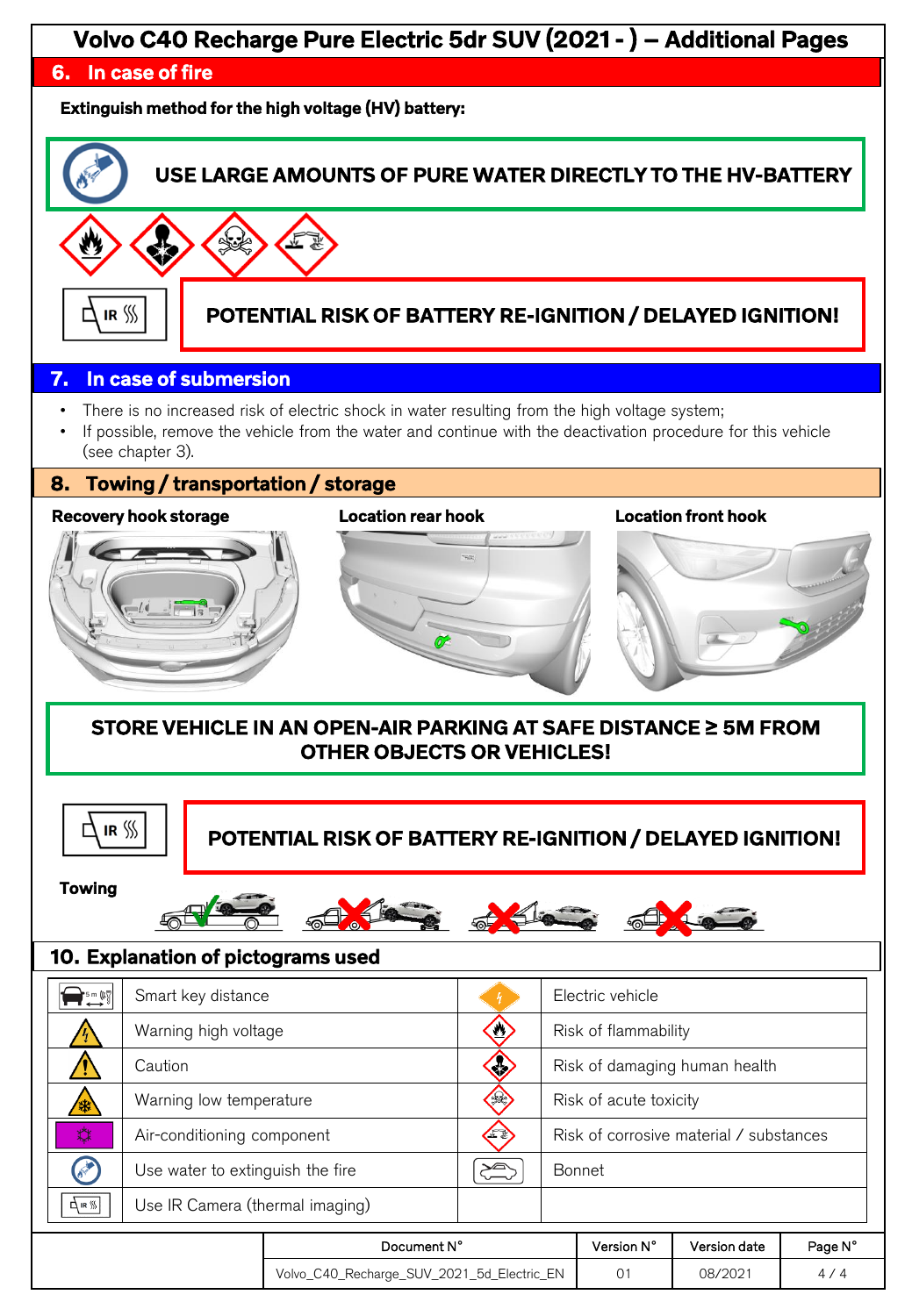# Volvo C40 Recharge Pure Electric 5dr SUV (2021 - ) – Additional Pages

## 6. In case of fire

**Extinguish method for the high voltage (HV) battery:**

**USE LARGE AMOUNTS OF PURE WATER DIRECTLY TO THE HV-BATTERY**

**POTENTIAL RISK OF BATTERY RE-IGNITION / DELAYED IGNITION!**

## 7. In case of submersion

- There is no increased risk of electric shock in water resulting from the high voltage system;
- If possible, remove the vehicle from the water and continue with the deactivation procedure for this vehicle (see chapter 3).

## 8. Towing / transportation / storage

**Recovery hook storage**

**Location rear hook**

**Location front hook**

**STORE VEHICLE IN AN OPEN-AIR PARKING AT SAFE DISTANCE ≥ 5M FROM OTHER OBJECTS OR VEHICLES!**

**POTENTIAL RISK OF BATTERY RE-IGNITION / DELAYED IGNITION!**

**Towing**

## 10. Explanation of pictograms used

| | | | |
|---|---|---|---|
| | Smart key distance | | Electric vehicle |
| | Warning high voltage | | Risk of flammability |
| | Caution | | Risk of damaging human health |
| | Warning low temperature | | Risk of acute toxicity |
| | Air-conditioning component | | Risk of corrosive material / substances |
| | Use water to extinguish the fire | | Bonnet |
| | Use IR Camera (thermal imaging) | | |

| Document N° | Version N° | Version date | Page N° |
|---|---|---|---|
| Volvo_C40_Recharge_SUV_2021_5d_Electric_EN | 01 | 08/2021 | 4 / 4 |